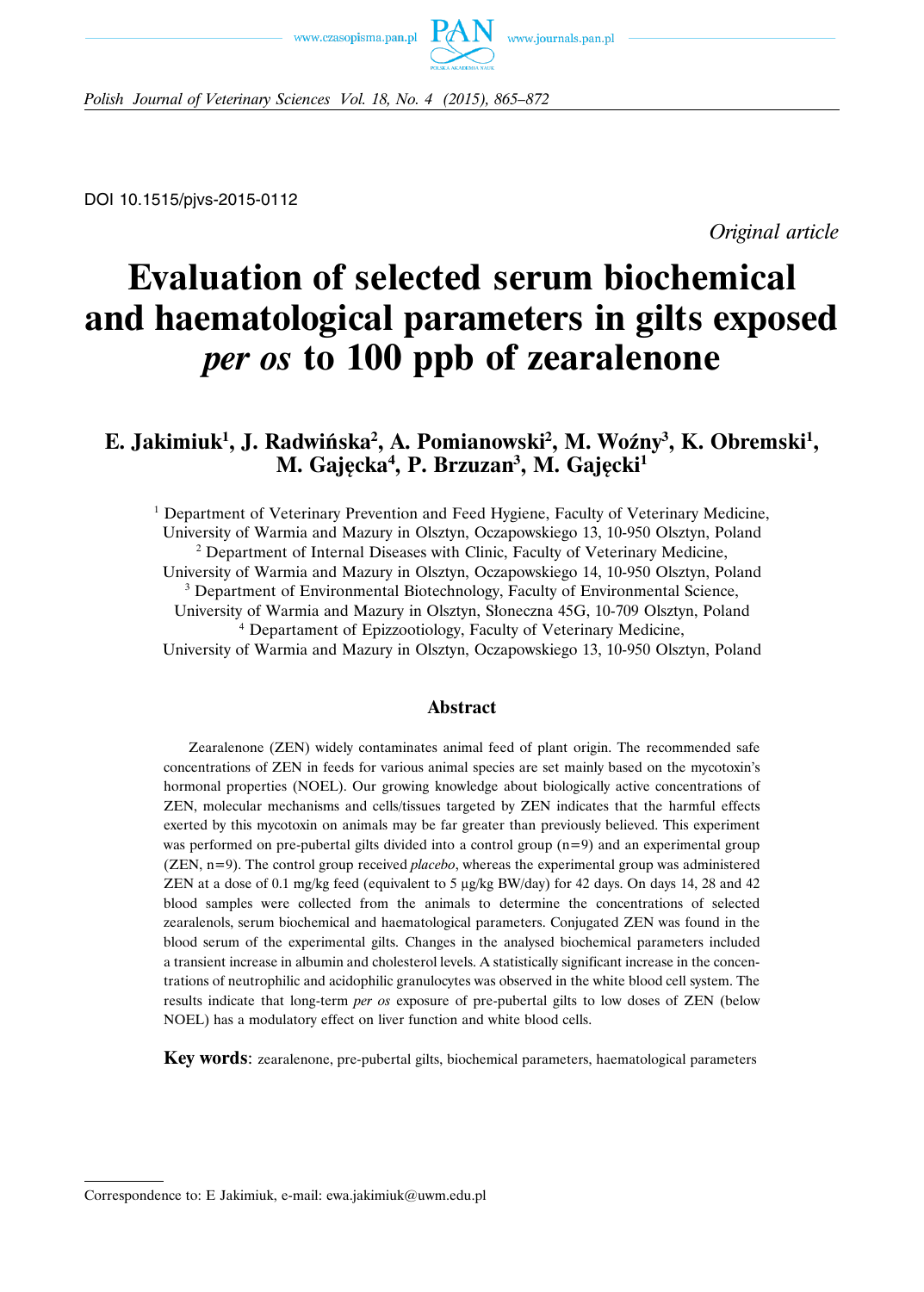DOI 10.1515/pjvs-2015-0112

*Original article*

# Evaluation of selected serum biochemical and haematological parameters in gilts exposed *per os* to 100 ppb of zearalenone

## E. Jakimiuk[1], J. Radwińska[2], A. Pomianowski[2], M. Woźny[3], K. Obremski[1], M. Gajęcka[4], P. Brzuzan[3], M. Gajęcki[1]

[1] Department of Veterinary Prevention and Feed Hygiene, Faculty of Veterinary Medicine, University of Warmia and Mazury in Olsztyn, Oczapowskiego 13, 10-950 Olsztyn, Poland
[2] Department of Internal Diseases with Clinic, Faculty of Veterinary Medicine, University of Warmia and Mazury in Olsztyn, Oczapowskiego 14, 10-950 Olsztyn, Poland
[3] Department of Environmental Biotechnology, Faculty of Environmental Science, University of Warmia and Mazury in Olsztyn, Słoneczna 45G, 10-709 Olsztyn, Poland
[4] Departament of Epizzootiology, Faculty of Veterinary Medicine, University of Warmia and Mazury in Olsztyn, Oczapowskiego 13, 10-950 Olsztyn, Poland

### Abstract

Zearalenone (ZEN) widely contaminates animal feed of plant origin. The recommended safe concentrations of ZEN in feeds for various animal species are set mainly based on the mycotoxin's hormonal properties (NOEL). Our growing knowledge about biologically active concentrations of ZEN, molecular mechanisms and cells/tissues targeted by ZEN indicates that the harmful effects exerted by this mycotoxin on animals may be far greater than previously believed. This experiment was performed on pre-pubertal gilts divided into a control group (n=9) and an experimental group (ZEN, n=9). The control group received *placebo*, whereas the experimental group was administered ZEN at a dose of 0.1 mg/kg feed (equivalent to 5 µg/kg BW/day) for 42 days. On days 14, 28 and 42 blood samples were collected from the animals to determine the concentrations of selected zearalenols, serum biochemical and haematological parameters. Conjugated ZEN was found in the blood serum of the experimental gilts. Changes in the analysed biochemical parameters included a transient increase in albumin and cholesterol levels. A statistically significant increase in the concentrations of neutrophilic and acidophilic granulocytes was observed in the white blood cell system. The results indicate that long-term *per os* exposure of pre-pubertal gilts to low doses of ZEN (below NOEL) has a modulatory effect on liver function and white blood cells.

**Key words**: zearalenone, pre-pubertal gilts, biochemical parameters, haematological parameters

Correspondence to: E Jakimiuk, e-mail: ewa.jakimiuk@uwm.edu.pl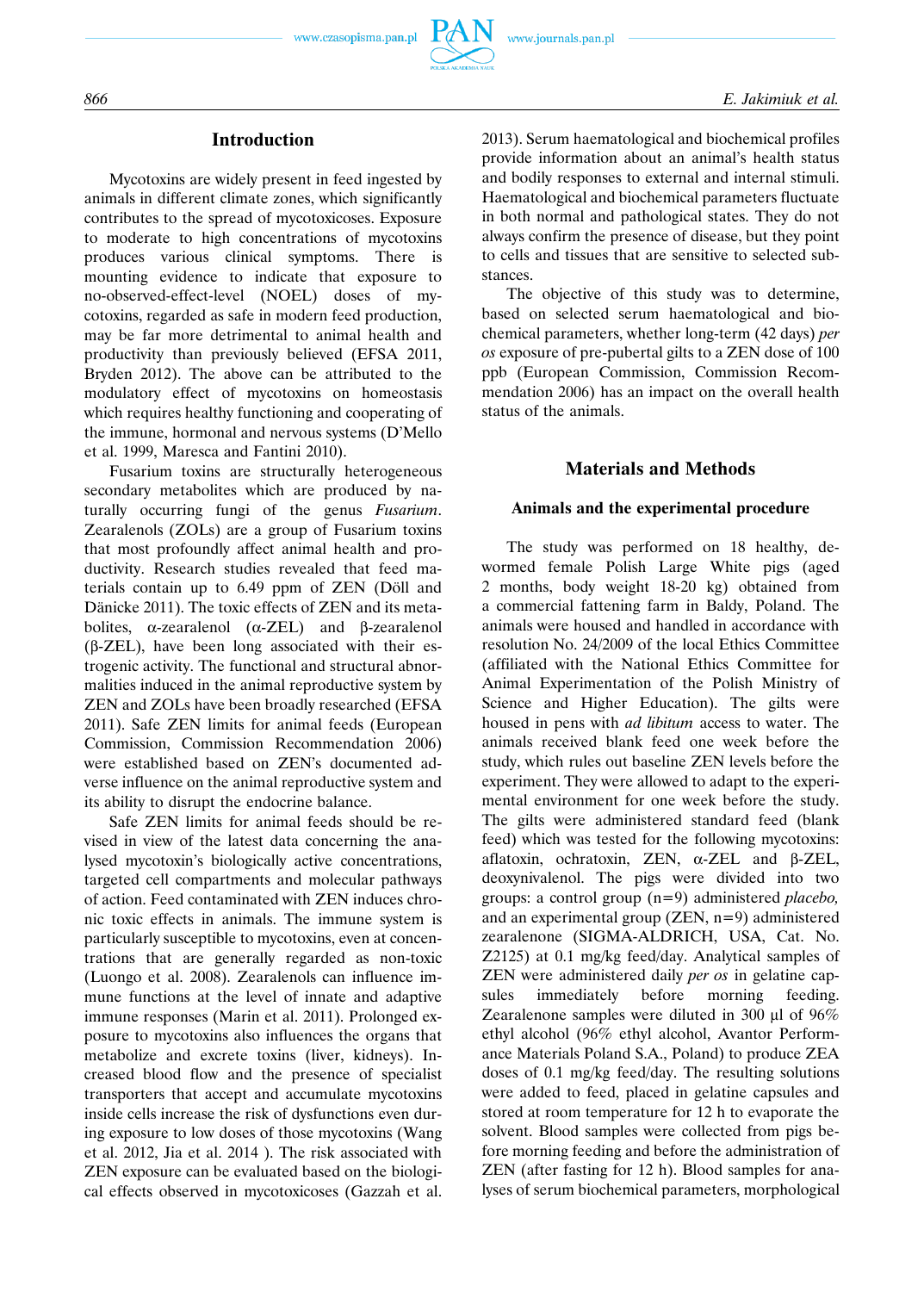## Introduction

Mycotoxins are widely present in feed ingested by animals in different climate zones, which significantly contributes to the spread of mycotoxicoses. Exposure to moderate to high concentrations of mycotoxins produces various clinical symptoms. There is mounting evidence to indicate that exposure to no-observed-effect-level (NOEL) doses of mycotoxins, regarded as safe in modern feed production, may be far more detrimental to animal health and productivity than previously believed (EFSA 2011, Bryden 2012). The above can be attributed to the modulatory effect of mycotoxins on homeostasis which requires healthy functioning and cooperating of the immune, hormonal and nervous systems (D'Mello et al. 1999, Maresca and Fantini 2010).

Fusarium toxins are structurally heterogeneous secondary metabolites which are produced by naturally occurring fungi of the genus *Fusarium*. Zearalenols (ZOLs) are a group of Fusarium toxins that most profoundly affect animal health and productivity. Research studies revealed that feed materials contain up to 6.49 ppm of ZEN (Döll and Dänicke 2011). The toxic effects of ZEN and its metabolites, α-zearalenol (α-ZEL) and β-zearalenol (β-ZEL), have been long associated with their estrogenic activity. The functional and structural abnormalities induced in the animal reproductive system by ZEN and ZOLs have been broadly researched (EFSA 2011). Safe ZEN limits for animal feeds (European Commission, Commission Recommendation 2006) were established based on ZEN's documented adverse influence on the animal reproductive system and its ability to disrupt the endocrine balance.

Safe ZEN limits for animal feeds should be revised in view of the latest data concerning the analysed mycotoxin's biologically active concentrations, targeted cell compartments and molecular pathways of action. Feed contaminated with ZEN induces chronic toxic effects in animals. The immune system is particularly susceptible to mycotoxins, even at concentrations that are generally regarded as non-toxic (Luongo et al. 2008). Zearalenols can influence immune functions at the level of innate and adaptive immune responses (Marin et al. 2011). Prolonged exposure to mycotoxins also influences the organs that metabolize and excrete toxins (liver, kidneys). Increased blood flow and the presence of specialist transporters that accept and accumulate mycotoxins inside cells increase the risk of dysfunctions even during exposure to low doses of those mycotoxins (Wang et al. 2012, Jia et al. 2014 ). The risk associated with ZEN exposure can be evaluated based on the biological effects observed in mycotoxicoses (Gazzah et al. 2013). Serum haematological and biochemical profiles provide information about an animal's health status and bodily responses to external and internal stimuli. Haematological and biochemical parameters fluctuate in both normal and pathological states. They do not always confirm the presence of disease, but they point to cells and tissues that are sensitive to selected substances.

The objective of this study was to determine, based on selected serum haematological and biochemical parameters, whether long-term (42 days) *per os* exposure of pre-pubertal gilts to a ZEN dose of 100 ppb (European Commission, Commission Recommendation 2006) has an impact on the overall health status of the animals.

## Materials and Methods

### Animals and the experimental procedure

The study was performed on 18 healthy, dewormed female Polish Large White pigs (aged 2 months, body weight 18-20 kg) obtained from a commercial fattening farm in Baldy, Poland. The animals were housed and handled in accordance with resolution No. 24/2009 of the local Ethics Committee (affiliated with the National Ethics Committee for Animal Experimentation of the Polish Ministry of Science and Higher Education). The gilts were housed in pens with *ad libitum* access to water. The animals received blank feed one week before the study, which rules out baseline ZEN levels before the experiment. They were allowed to adapt to the experimental environment for one week before the study. The gilts were administered standard feed (blank feed) which was tested for the following mycotoxins: aflatoxin, ochratoxin, ZEN, α-ZEL and β-ZEL, deoxynivalenol. The pigs were divided into two groups: a control group (n=9) administered *placebo,* and an experimental group (ZEN, n=9) administered zearalenone (SIGMA-ALDRICH, USA, Cat. No. Z2125) at 0.1 mg/kg feed/day. Analytical samples of ZEN were administered daily *per os* in gelatine capsules immediately before morning feeding. Zearalenone samples were diluted in 300 μl of 96% ethyl alcohol (96% ethyl alcohol, Avantor Performance Materials Poland S.A., Poland) to produce ZEA doses of 0.1 mg/kg feed/day. The resulting solutions were added to feed, placed in gelatine capsules and stored at room temperature for 12 h to evaporate the solvent. Blood samples were collected from pigs before morning feeding and before the administration of ZEN (after fasting for 12 h). Blood samples for analyses of serum biochemical parameters, morphological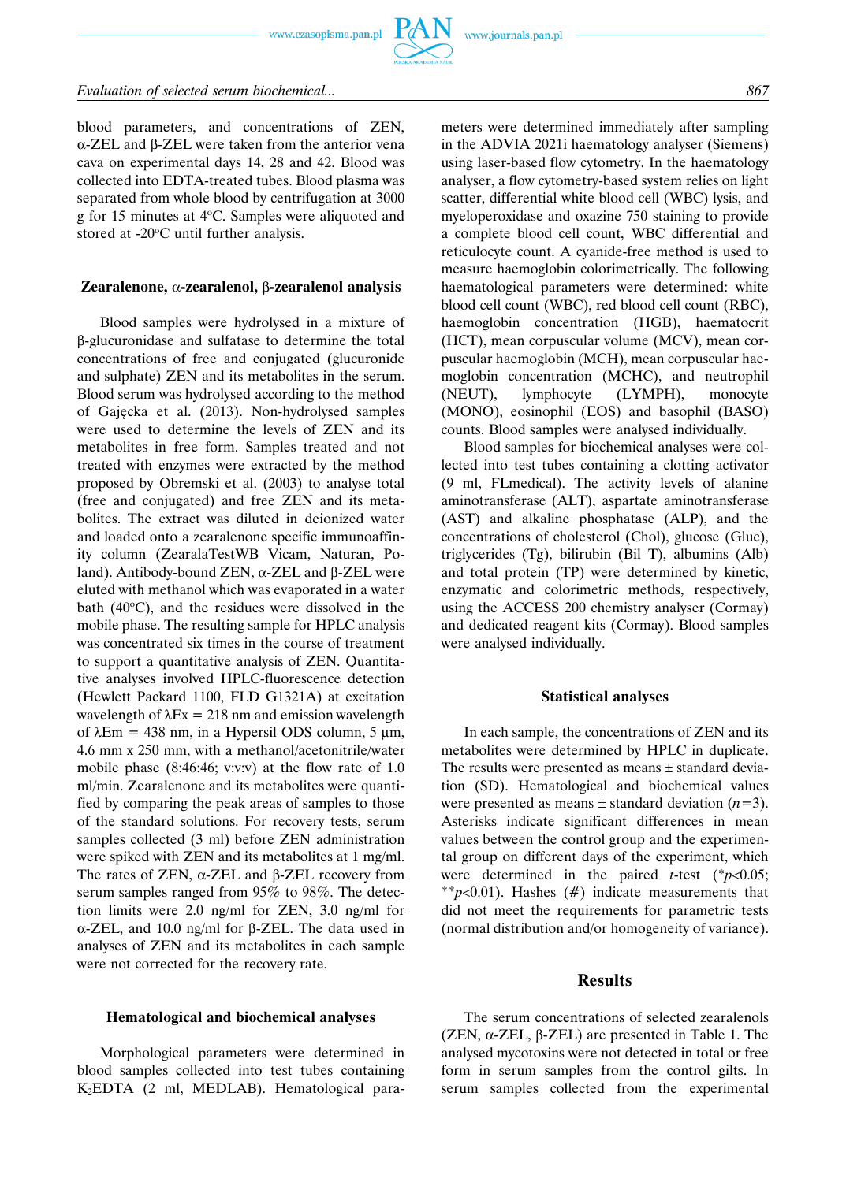blood parameters, and concentrations of ZEN, α-ZEL and β-ZEL were taken from the anterior vena cava on experimental days 14, 28 and 42. Blood was collected into EDTA-treated tubes. Blood plasma was separated from whole blood by centrifugation at 3000 g for 15 minutes at 4°C. Samples were aliquoted and stored at -20°C until further analysis.

### Zearalenone, α-zearalenol, β-zearalenol analysis

Blood samples were hydrolysed in a mixture of β-glucuronidase and sulfatase to determine the total concentrations of free and conjugated (glucuronide and sulphate) ZEN and its metabolites in the serum. Blood serum was hydrolysed according to the method of Gajęcka et al. (2013). Non-hydrolysed samples were used to determine the levels of ZEN and its metabolites in free form. Samples treated and not treated with enzymes were extracted by the method proposed by Obremski et al. (2003) to analyse total (free and conjugated) and free ZEN and its metabolites. The extract was diluted in deionized water and loaded onto a zearalenone specific immunoaffinity column (ZearalaTestWB Vicam, Naturan, Poland). Antibody-bound ZEN, α-ZEL and β-ZEL were eluted with methanol which was evaporated in a water bath (40°C), and the residues were dissolved in the mobile phase. The resulting sample for HPLC analysis was concentrated six times in the course of treatment to support a quantitative analysis of ZEN. Quantitative analyses involved HPLC-fluorescence detection (Hewlett Packard 1100, FLD G1321A) at excitation wavelength of λEx = 218 nm and emission wavelength of λEm = 438 nm, in a Hypersil ODS column, 5 μm, 4.6 mm x 250 mm, with a methanol/acetonitrile/water mobile phase (8:46:46; v:v:v) at the flow rate of 1.0 ml/min. Zearalenone and its metabolites were quantified by comparing the peak areas of samples to those of the standard solutions. For recovery tests, serum samples collected (3 ml) before ZEN administration were spiked with ZEN and its metabolites at 1 mg/ml. The rates of ZEN, α-ZEL and β-ZEL recovery from serum samples ranged from 95% to 98%. The detection limits were 2.0 ng/ml for ZEN, 3.0 ng/ml for α-ZEL, and 10.0 ng/ml for β-ZEL. The data used in analyses of ZEN and its metabolites in each sample were not corrected for the recovery rate.

### Hematological and biochemical analyses

Morphological parameters were determined in blood samples collected into test tubes containing $K_2$EDTA (2 ml, MEDLAB). Hematological parameters were determined immediately after sampling in the ADVIA 2021i haematology analyser (Siemens) using laser-based flow cytometry. In the haematology analyser, a flow cytometry-based system relies on light scatter, differential white blood cell (WBC) lysis, and myeloperoxidase and oxazine 750 staining to provide a complete blood cell count, WBC differential and reticulocyte count. A cyanide-free method is used to measure haemoglobin colorimetrically. The following haematological parameters were determined: white blood cell count (WBC), red blood cell count (RBC), haemoglobin concentration (HGB), haematocrit (HCT), mean corpuscular volume (MCV), mean corpuscular haemoglobin (MCH), mean corpuscular haemoglobin concentration (MCHC), and neutrophil (NEUT), lymphocyte (LYMPH), monocyte (MONO), eosinophil (EOS) and basophil (BASO) counts. Blood samples were analysed individually.

Blood samples for biochemical analyses were collected into test tubes containing a clotting activator (9 ml, FLmedical). The activity levels of alanine aminotransferase (ALT), aspartate aminotransferase (AST) and alkaline phosphatase (ALP), and the concentrations of cholesterol (Chol), glucose (Gluc), triglycerides (Tg), bilirubin (Bil T), albumins (Alb) and total protein (TP) were determined by kinetic, enzymatic and colorimetric methods, respectively, using the ACCESS 200 chemistry analyser (Cormay) and dedicated reagent kits (Cormay). Blood samples were analysed individually.

### Statistical analyses

In each sample, the concentrations of ZEN and its metabolites were determined by HPLC in duplicate. The results were presented as means ± standard deviation (SD). Hematological and biochemical values were presented as means ± standard deviation ($n$=3). Asterisks indicate significant differences in mean values between the control group and the experimental group on different days of the experiment, which were determined in the paired $t$-test (*$p$<0.05; **$p$<0.01). Hashes (#) indicate measurements that did not meet the requirements for parametric tests (normal distribution and/or homogeneity of variance).

## Results

The serum concentrations of selected zearalenols (ZEN, α-ZEL, β-ZEL) are presented in Table 1. The analysed mycotoxins were not detected in total or free form in serum samples from the control gilts. In serum samples collected from the experimental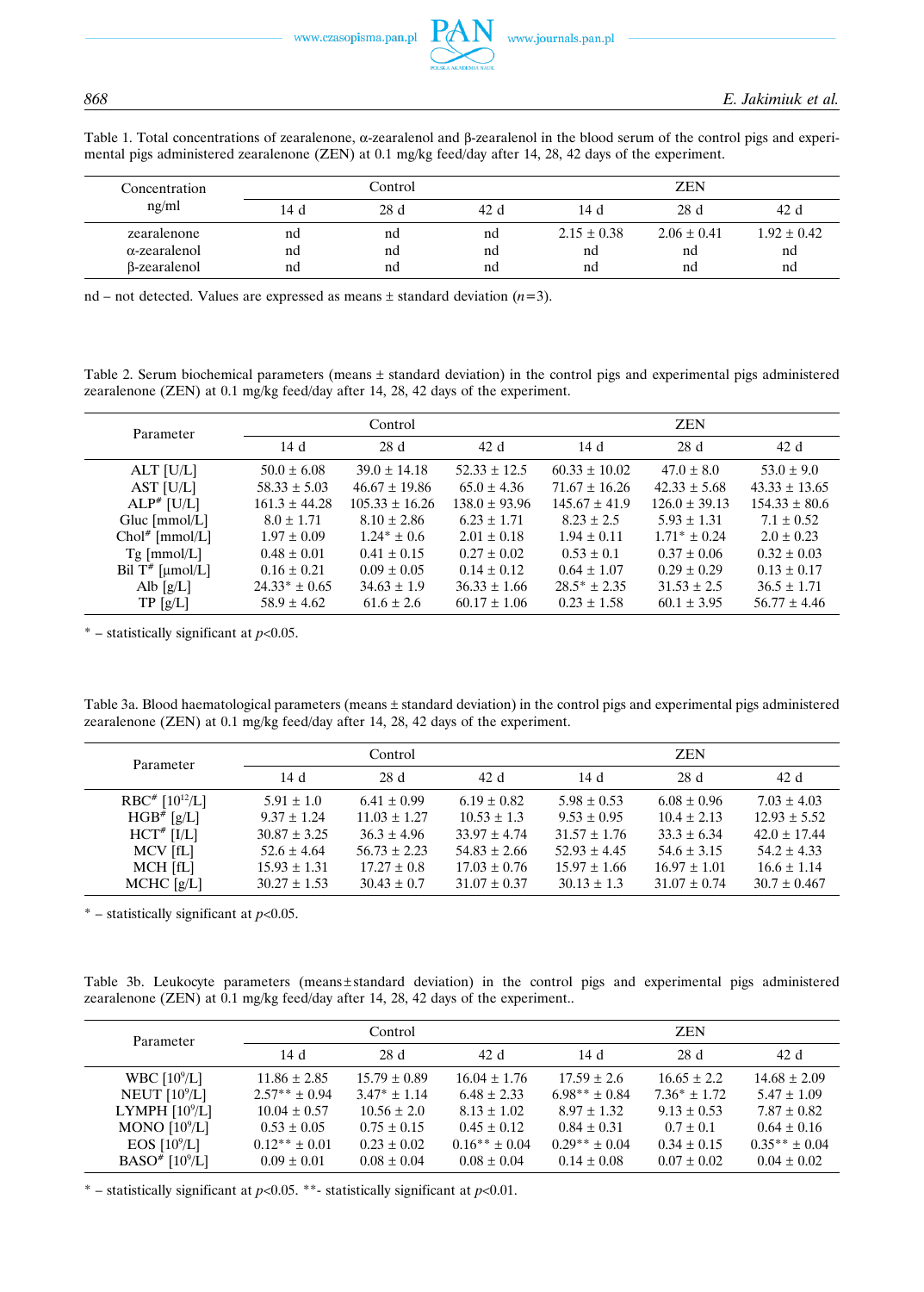Table 1. Total concentrations of zearalenone, α-zearalenol and β-zearalenol in the blood serum of the control pigs and experimental pigs administered zearalenone (ZEN) at 0.1 mg/kg feed/day after 14, 28, 42 days of the experiment.

| Concentration ng/ml | Control | | | ZEN | | |
|---|---|---|---|---|---|---|
| | 14 d | 28 d | 42 d | 14 d | 28 d | 42 d |
| zearalenone | nd | nd | nd | 2.15 ± 0.38 | 2.06 ± 0.41 | 1.92 ± 0.42 |
| α-zearalenol | nd | nd | nd | nd | nd | nd |
| β-zearalenol | nd | nd | nd | nd | nd | nd |

nd – not detected. Values are expressed as means ± standard deviation ($n$=3).

Table 2. Serum biochemical parameters (means ± standard deviation) in the control pigs and experimental pigs administered zearalenone (ZEN) at 0.1 mg/kg feed/day after 14, 28, 42 days of the experiment.

| Parameter | Control | | | ZEN | | |
|---|---|---|---|---|---|---|
| | 14 d | 28 d | 42 d | 14 d | 28 d | 42 d |
| ALT [U/L] | 50.0 ± 6.08 | 39.0 ± 14.18 | 52.33 ± 12.5 | 60.33 ± 10.02 | 47.0 ± 8.0 | 53.0 ± 9.0 |
| AST [U/L] | 58.33 ± 5.03 | 46.67 ± 19.86 | 65.0 ± 4.36 | 71.67 ± 16.26 | 42.33 ± 5.68 | 43.33 ± 13.65 |
| ALP# [U/L] | 161.3 ± 44.28 | 105.33 ± 16.26 | 138.0 ± 93.96 | 145.67 ± 41.9 | 126.0 ± 39.13 | 154.33 ± 80.6 |
| Gluc [mmol/L] | 8.0 ± 1.71 | 8.10 ± 2.86 | 6.23 ± 1.71 | 8.23 ± 2.5 | 5.93 ± 1.31 | 7.1 ± 0.52 |
| Chol# [mmol/L] | 1.97 ± 0.09 | 1.24* ± 0.6 | 2.01 ± 0.18 | 1.94 ± 0.11 | 1.71* ± 0.24 | 2.0 ± 0.23 |
| Tg [mmol/L] | 0.48 ± 0.01 | 0.41 ± 0.15 | 0.27 ± 0.02 | 0.53 ± 0.1 | 0.37 ± 0.06 | 0.32 ± 0.03 |
| Bil T# [μmol/L] | 0.16 ± 0.21 | 0.09 ± 0.05 | 0.14 ± 0.12 | 0.64 ± 1.07 | 0.29 ± 0.29 | 0.13 ± 0.17 |
| Alb [g/L] | 24.33* ± 0.65 | 34.63 ± 1.9 | 36.33 ± 1.66 | 28.5* ± 2.35 | 31.53 ± 2.5 | 36.5 ± 1.71 |
| TP [g/L] | 58.9 ± 4.62 | 61.6 ± 2.6 | 60.17 ± 1.06 | 0.23 ± 1.58 | 60.1 ± 3.95 | 56.77 ± 4.46 |

* – statistically significant at $p$<0.05.

Table 3a. Blood haematological parameters (means ± standard deviation) in the control pigs and experimental pigs administered zearalenone (ZEN) at 0.1 mg/kg feed/day after 14, 28, 42 days of the experiment.

| Parameter | Control | | | ZEN | | |
|---|---|---|---|---|---|---|
| | 14 d | 28 d | 42 d | 14 d | 28 d | 42 d |
| RBC# [$10^{12}$/L] | 5.91 ± 1.0 | 6.41 ± 0.99 | 6.19 ± 0.82 | 5.98 ± 0.53 | 6.08 ± 0.96 | 7.03 ± 4.03 |
| HGB# [g/L] | 9.37 ± 1.24 | 11.03 ± 1.27 | 10.53 ± 1.3 | 9.53 ± 0.95 | 10.4 ± 2.13 | 12.93 ± 5.52 |
| HCT# [l/L] | 30.87 ± 3.25 | 36.3 ± 4.96 | 33.97 ± 4.74 | 31.57 ± 1.76 | 33.3 ± 6.34 | 42.0 ± 17.44 |
| MCV [fL] | 52.6 ± 4.64 | 56.73 ± 2.23 | 54.83 ± 2.66 | 52.93 ± 4.45 | 54.6 ± 3.15 | 54.2 ± 4.33 |
| MCH [fL] | 15.93 ± 1.31 | 17.27 ± 0.8 | 17.03 ± 0.76 | 15.97 ± 1.66 | 16.97 ± 1.01 | 16.6 ± 1.14 |
| MCHC [g/L] | 30.27 ± 1.53 | 30.43 ± 0.7 | 31.07 ± 0.37 | 30.13 ± 1.3 | 31.07 ± 0.74 | 30.7 ± 0.467 |

* – statistically significant at $p$<0.05.

Table 3b. Leukocyte parameters (means±standard deviation) in the control pigs and experimental pigs administered zearalenone (ZEN) at 0.1 mg/kg feed/day after 14, 28, 42 days of the experiment..

| Parameter | Control | | | ZEN | | |
|---|---|---|---|---|---|---|
| | 14 d | 28 d | 42 d | 14 d | 28 d | 42 d |
| WBC [$10^9$/L] | 11.86 ± 2.85 | 15.79 ± 0.89 | 16.04 ± 1.76 | 17.59 ± 2.6 | 16.65 ± 2.2 | 14.68 ± 2.09 |
| NEUT [$10^9$/L] | 2.57** ± 0.94 | 3.47* ± 1.14 | 6.48 ± 2.33 | 6.98** ± 0.84 | 7.36* ± 1.72 | 5.47 ± 1.09 |
| LYMPH [$10^9$/L] | 10.04 ± 0.57 | 10.56 ± 2.0 | 8.13 ± 1.02 | 8.97 ± 1.32 | 9.13 ± 0.53 | 7.87 ± 0.82 |
| MONO [$10^9$/L] | 0.53 ± 0.05 | 0.75 ± 0.15 | 0.45 ± 0.12 | 0.84 ± 0.31 | 0.7 ± 0.1 | 0.64 ± 0.16 |
| EOS [$10^9$/L] | 0.12** ± 0.01 | 0.23 ± 0.02 | 0.16** ± 0.04 | 0.29** ± 0.04 | 0.34 ± 0.15 | 0.35** ± 0.04 |
| BASO# [$10^9$/L] | 0.09 ± 0.01 | 0.08 ± 0.04 | 0.08 ± 0.04 | 0.14 ± 0.08 | 0.07 ± 0.02 | 0.04 ± 0.02 |

* – statistically significant at $p$<0.05. **- statistically significant at $p$<0.01.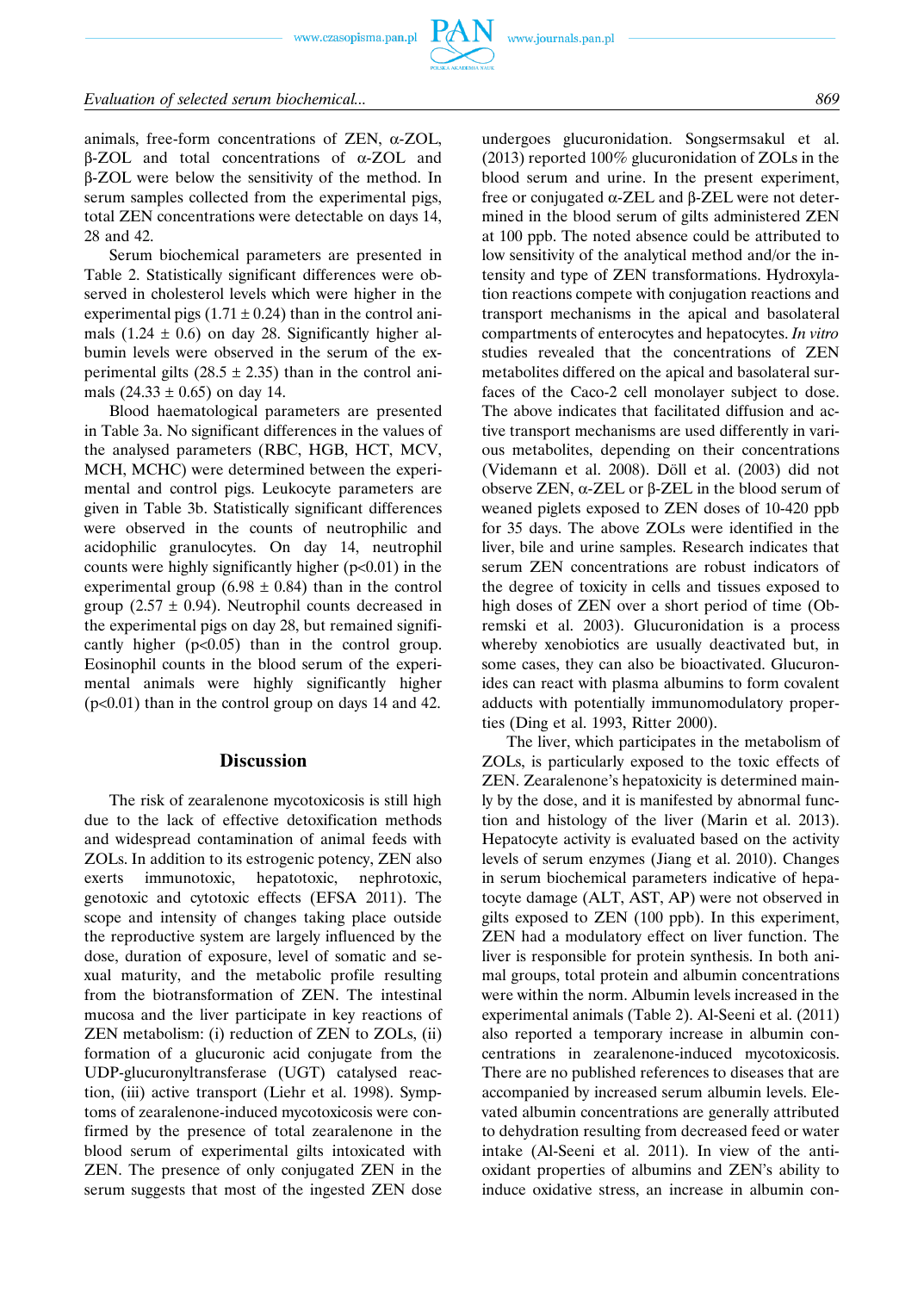animals, free-form concentrations of ZEN, α-ZOL, β-ZOL and total concentrations of α-ZOL and β-ZOL were below the sensitivity of the method. In serum samples collected from the experimental pigs, total ZEN concentrations were detectable on days 14, 28 and 42.

Serum biochemical parameters are presented in Table 2. Statistically significant differences were observed in cholesterol levels which were higher in the experimental pigs (1.71 ± 0.24) than in the control animals (1.24 ± 0.6) on day 28. Significantly higher albumin levels were observed in the serum of the experimental gilts (28.5 ± 2.35) than in the control animals (24.33 ± 0.65) on day 14.

Blood haematological parameters are presented in Table 3a. No significant differences in the values of the analysed parameters (RBC, HGB, HCT, MCV, MCH, MCHC) were determined between the experimental and control pigs. Leukocyte parameters are given in Table 3b. Statistically significant differences were observed in the counts of neutrophilic and acidophilic granulocytes. On day 14, neutrophil counts were highly significantly higher ($p<0.01$) in the experimental group (6.98 ± 0.84) than in the control group (2.57 ± 0.94). Neutrophil counts decreased in the experimental pigs on day 28, but remained significantly higher ($p<0.05$) than in the control group. Eosinophil counts in the blood serum of the experimental animals were highly significantly higher ($p<0.01$) than in the control group on days 14 and 42.

## Discussion

The risk of zearalenone mycotoxicosis is still high due to the lack of effective detoxification methods and widespread contamination of animal feeds with ZOLs. In addition to its estrogenic potency, ZEN also exerts immunotoxic, hepatotoxic, nephrotoxic, genotoxic and cytotoxic effects (EFSA 2011). The scope and intensity of changes taking place outside the reproductive system are largely influenced by the dose, duration of exposure, level of somatic and sexual maturity, and the metabolic profile resulting from the biotransformation of ZEN. The intestinal mucosa and the liver participate in key reactions of ZEN metabolism: (i) reduction of ZEN to ZOLs, (ii) formation of a glucuronic acid conjugate from the UDP-glucuronyltransferase (UGT) catalysed reaction, (iii) active transport (Liehr et al. 1998). Symptoms of zearalenone-induced mycotoxicosis were confirmed by the presence of total zearalenone in the blood serum of experimental gilts intoxicated with ZEN. The presence of only conjugated ZEN in the serum suggests that most of the ingested ZEN dose undergoes glucuronidation. Songsermsakul et al. (2013) reported 100% glucuronidation of ZOLs in the blood serum and urine. In the present experiment, free or conjugated α-ZEL and β-ZEL were not determined in the blood serum of gilts administered ZEN at 100 ppb. The noted absence could be attributed to low sensitivity of the analytical method and/or the intensity and type of ZEN transformations. Hydroxylation reactions compete with conjugation reactions and transport mechanisms in the apical and basolateral compartments of enterocytes and hepatocytes. *In vitro* studies revealed that the concentrations of ZEN metabolites differed on the apical and basolateral surfaces of the Caco-2 cell monolayer subject to dose. The above indicates that facilitated diffusion and active transport mechanisms are used differently in various metabolites, depending on their concentrations (Videmann et al. 2008). Döll et al. (2003) did not observe ZEN, α-ZEL or β-ZEL in the blood serum of weaned piglets exposed to ZEN doses of 10-420 ppb for 35 days. The above ZOLs were identified in the liver, bile and urine samples. Research indicates that serum ZEN concentrations are robust indicators of the degree of toxicity in cells and tissues exposed to high doses of ZEN over a short period of time (Obremski et al. 2003). Glucuronidation is a process whereby xenobiotics are usually deactivated but, in some cases, they can also be bioactivated. Glucuronides can react with plasma albumins to form covalent adducts with potentially immunomodulatory properties (Ding et al. 1993, Ritter 2000).

The liver, which participates in the metabolism of ZOLs, is particularly exposed to the toxic effects of ZEN. Zearalenone's hepatoxicity is determined mainly by the dose, and it is manifested by abnormal function and histology of the liver (Marin et al. 2013). Hepatocyte activity is evaluated based on the activity levels of serum enzymes (Jiang et al. 2010). Changes in serum biochemical parameters indicative of hepatocyte damage (ALT, AST, AP) were not observed in gilts exposed to ZEN (100 ppb). In this experiment, ZEN had a modulatory effect on liver function. The liver is responsible for protein synthesis. In both animal groups, total protein and albumin concentrations were within the norm. Albumin levels increased in the experimental animals (Table 2). Al-Seeni et al. (2011) also reported a temporary increase in albumin concentrations in zearalenone-induced mycotoxicosis. There are no published references to diseases that are accompanied by increased serum albumin levels. Elevated albumin concentrations are generally attributed to dehydration resulting from decreased feed or water intake (Al-Seeni et al. 2011). In view of the antioxidant properties of albumins and ZEN's ability to induce oxidative stress, an increase in albumin con-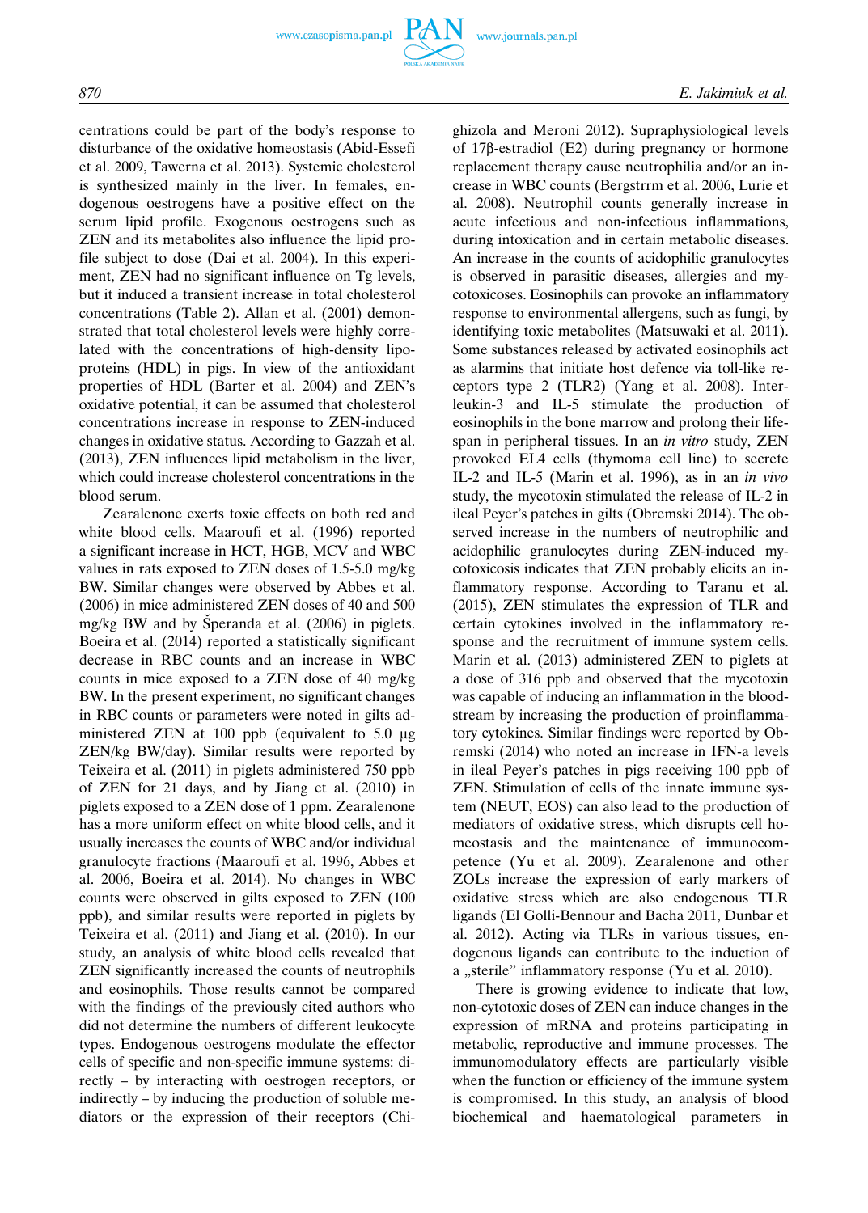centrations could be part of the body's response to disturbance of the oxidative homeostasis (Abid-Essefi et al. 2009, Tawerna et al. 2013). Systemic cholesterol is synthesized mainly in the liver. In females, endogenous oestrogens have a positive effect on the serum lipid profile. Exogenous oestrogens such as ZEN and its metabolites also influence the lipid profile subject to dose (Dai et al. 2004). In this experiment, ZEN had no significant influence on Tg levels, but it induced a transient increase in total cholesterol concentrations (Table 2). Allan et al. (2001) demonstrated that total cholesterol levels were highly correlated with the concentrations of high-density lipoproteins (HDL) in pigs. In view of the antioxidant properties of HDL (Barter et al. 2004) and ZEN's oxidative potential, it can be assumed that cholesterol concentrations increase in response to ZEN-induced changes in oxidative status. According to Gazzah et al. (2013), ZEN influences lipid metabolism in the liver, which could increase cholesterol concentrations in the blood serum.

Zearalenone exerts toxic effects on both red and white blood cells. Maaroufi et al. (1996) reported a significant increase in HCT, HGB, MCV and WBC values in rats exposed to ZEN doses of 1.5-5.0 mg/kg BW. Similar changes were observed by Abbes et al. (2006) in mice administered ZEN doses of 40 and 500 mg/kg BW and by Šperanda et al. (2006) in piglets. Boeira et al. (2014) reported a statistically significant decrease in RBC counts and an increase in WBC counts in mice exposed to a ZEN dose of 40 mg/kg BW. In the present experiment, no significant changes in RBC counts or parameters were noted in gilts administered ZEN at 100 ppb (equivalent to 5.0 µg ZEN/kg BW/day). Similar results were reported by Teixeira et al. (2011) in piglets administered 750 ppb of ZEN for 21 days, and by Jiang et al. (2010) in piglets exposed to a ZEN dose of 1 ppm. Zearalenone has a more uniform effect on white blood cells, and it usually increases the counts of WBC and/or individual granulocyte fractions (Maaroufi et al. 1996, Abbes et al. 2006, Boeira et al. 2014). No changes in WBC counts were observed in gilts exposed to ZEN (100 ppb), and similar results were reported in piglets by Teixeira et al. (2011) and Jiang et al. (2010). In our study, an analysis of white blood cells revealed that ZEN significantly increased the counts of neutrophils and eosinophils. Those results cannot be compared with the findings of the previously cited authors who did not determine the numbers of different leukocyte types. Endogenous oestrogens modulate the effector cells of specific and non-specific immune systems: directly – by interacting with oestrogen receptors, or indirectly – by inducing the production of soluble mediators or the expression of their receptors (Chighizola and Meroni 2012). Supraphysiological levels of 17β-estradiol (E2) during pregnancy or hormone replacement therapy cause neutrophilia and/or an increase in WBC counts (Bergstrrm et al. 2006, Lurie et al. 2008). Neutrophil counts generally increase in acute infectious and non-infectious inflammations, during intoxication and in certain metabolic diseases. An increase in the counts of acidophilic granulocytes is observed in parasitic diseases, allergies and mycotoxicoses. Eosinophils can provoke an inflammatory response to environmental allergens, such as fungi, by identifying toxic metabolites (Matsuwaki et al. 2011). Some substances released by activated eosinophils act as alarmins that initiate host defence via toll-like receptors type 2 (TLR2) (Yang et al. 2008). Interleukin-3 and IL-5 stimulate the production of eosinophils in the bone marrow and prolong their lifespan in peripheral tissues. In an *in vitro* study, ZEN provoked EL4 cells (thymoma cell line) to secrete IL-2 and IL-5 (Marin et al. 1996), as in an *in vivo* study, the mycotoxin stimulated the release of IL-2 in ileal Peyer's patches in gilts (Obremski 2014). The observed increase in the numbers of neutrophilic and acidophilic granulocytes during ZEN-induced mycotoxicosis indicates that ZEN probably elicits an inflammatory response. According to Taranu et al. (2015), ZEN stimulates the expression of TLR and certain cytokines involved in the inflammatory response and the recruitment of immune system cells. Marin et al. (2013) administered ZEN to piglets at a dose of 316 ppb and observed that the mycotoxin was capable of inducing an inflammation in the bloodstream by increasing the production of proinflammatory cytokines. Similar findings were reported by Obremski (2014) who noted an increase in IFN-a levels in ileal Peyer's patches in pigs receiving 100 ppb of ZEN. Stimulation of cells of the innate immune system (NEUT, EOS) can also lead to the production of mediators of oxidative stress, which disrupts cell homeostasis and the maintenance of immunocompetence (Yu et al. 2009). Zearalenone and other ZOLs increase the expression of early markers of oxidative stress which are also endogenous TLR ligands (El Golli-Bennour and Bacha 2011, Dunbar et al. 2012). Acting via TLRs in various tissues, endogenous ligands can contribute to the induction of a „sterile" inflammatory response (Yu et al. 2010).

There is growing evidence to indicate that low, non-cytotoxic doses of ZEN can induce changes in the expression of mRNA and proteins participating in metabolic, reproductive and immune processes. The immunomodulatory effects are particularly visible when the function or efficiency of the immune system is compromised. In this study, an analysis of blood biochemical and haematological parameters in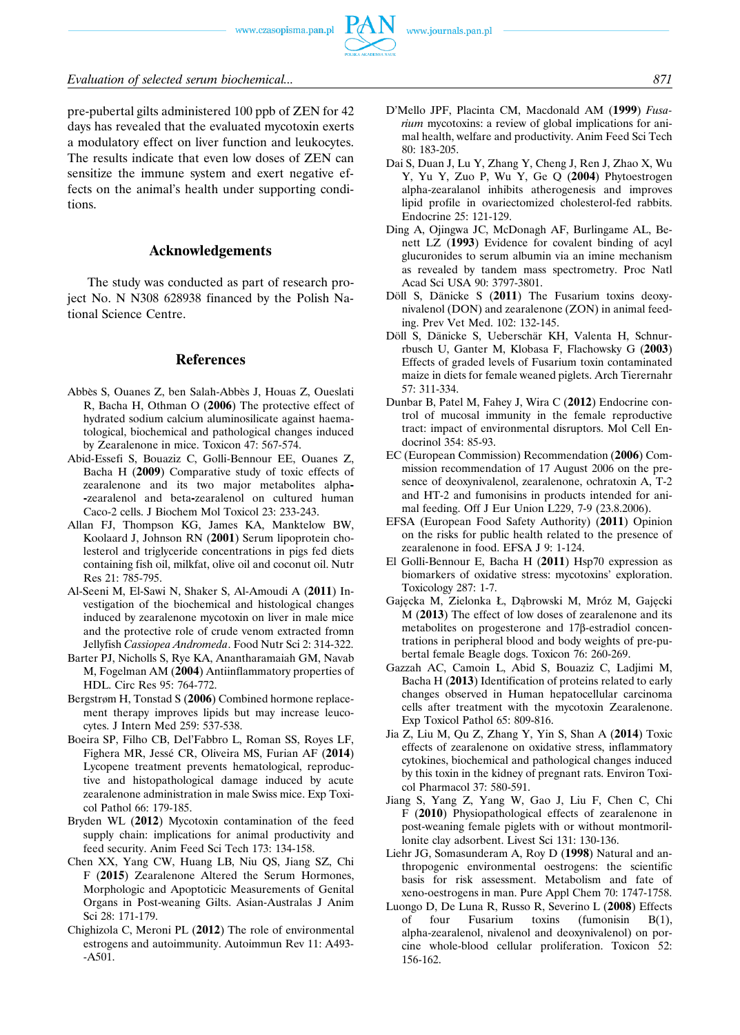pre-pubertal gilts administered 100 ppb of ZEN for 42 days has revealed that the evaluated mycotoxin exerts a modulatory effect on liver function and leukocytes. The results indicate that even low doses of ZEN can sensitize the immune system and exert negative effects on the animal's health under supporting conditions.

## Acknowledgements

The study was conducted as part of research project No. N N308 628938 financed by the Polish National Science Centre.

## References

Abbès S, Ouanes Z, ben Salah-Abbès J, Houas Z, Oueslati R, Bacha H, Othman O (**2006**) The protective effect of hydrated sodium calcium aluminosilicate against haematological, biochemical and pathological changes induced by Zearalenone in mice. Toxicon 47: 567-574.

Abid-Essefi S, Bouaziz C, Golli-Bennour EE, Ouanes Z, Bacha H (**2009**) Comparative study of toxic effects of zearalenone and its two major metabolites alpha--zearalenol and beta-zearalenol on cultured human Caco-2 cells. J Biochem Mol Toxicol 23: 233-243.

Allan FJ, Thompson KG, James KA, Manktelow BW, Koolaard J, Johnson RN (**2001**) Serum lipoprotein cholesterol and triglyceride concentrations in pigs fed diets containing fish oil, milkfat, olive oil and coconut oil. Nutr Res 21: 785-795.

Al-Seeni M, El-Sawi N, Shaker S, Al-Amoudi A (**2011**) Investigation of the biochemical and histological changes induced by zearalenone mycotoxin on liver in male mice and the protective role of crude venom extracted fromn Jellyfish *Cassiopea Andromeda*. Food Nutr Sci 2: 314-322.

Barter PJ, Nicholls S, Rye KA, Anantharamaiah GM, Navab M, Fogelman AM (**2004**) Antiinflammatory properties of HDL. Circ Res 95: 764-772.

Bergstrøm H, Tonstad S (**2006**) Combined hormone replacement therapy improves lipids but may increase leucocytes. J Intern Med 259: 537-538.

Boeira SP, Filho CB, Del'Fabbro L, Roman SS, Royes LF, Fighera MR, Jessé CR, Oliveira MS, Furian AF (**2014**) Lycopene treatment prevents hematological, reproductive and histopathological damage induced by acute zearalenone administration in male Swiss mice. Exp Toxicol Pathol 66: 179-185.

Bryden WL (**2012**) Mycotoxin contamination of the feed supply chain: implications for animal productivity and feed security. Anim Feed Sci Tech 173: 134-158.

Chen XX, Yang CW, Huang LB, Niu QS, Jiang SZ, Chi F (**2015**) Zearalenone Altered the Serum Hormones, Morphologic and Apoptotic Measurements of Genital Organs in Post-weaning Gilts. Asian-Australas J Anim Sci 28: 171-179.

Chighizola C, Meroni PL (**2012**) The role of environmental estrogens and autoimmunity. Autoimmun Rev 11: A493--A501.

D'Mello JPF, Placinta CM, Macdonald AM (**1999**) *Fusarium* mycotoxins: a review of global implications for animal health, welfare and productivity. Anim Feed Sci Tech 80: 183-205.

Dai S, Duan J, Lu Y, Zhang Y, Cheng J, Ren J, Zhao X, Wu Y, Yu Y, Zuo P, Wu Y, Ge Q (**2004**) Phytoestrogen alpha-zearalanol inhibits atherogenesis and improves lipid profile in ovariectomized cholesterol-fed rabbits. Endocrine 25: 121-129.

Ding A, Ojingwa JC, McDonagh AF, Burlingame AL, Benett LZ (**1993**) Evidence for covalent binding of acyl glucuronides to serum albumin via an imine mechanism as revealed by tandem mass spectrometry. Proc Natl Acad Sci USA 90: 3797-3801.

Döll S, Dänicke S (**2011**) The Fusarium toxins deoxynivalenol (DON) and zearalenone (ZON) in animal feeding. Prev Vet Med. 102: 132-145.

Döll S, Dänicke S, Ueberschär KH, Valenta H, Schnurbusch U, Ganter M, Klobasa F, Flachowsky G (**2003**) Effects of graded levels of Fusarium toxin contaminated maize in diets for female weaned piglets. Arch Tierernahr 57: 311-334.

Dunbar B, Patel M, Fahey J, Wira C (**2012**) Endocrine control of mucosal immunity in the female reproductive tract: impact of environmental disruptors. Mol Cell Endocrinol 354: 85-93.

EC (European Commission) Recommendation (**2006**) Commission recommendation of 17 August 2006 on the presence of deoxynivalenol, zearalenone, ochratoxin A, T-2 and HT-2 and fumonisins in products intended for animal feeding. Off J Eur Union L229, 7-9 (23.8.2006).

EFSA (European Food Safety Authority) (**2011**) Opinion on the risks for public health related to the presence of zearalenone in food. EFSA J 9: 1-124.

El Golli-Bennour E, Bacha H (**2011**) Hsp70 expression as biomarkers of oxidative stress: mycotoxins' exploration. Toxicology 287: 1-7.

Gajęcka M, Zielonka Ł, Dąbrowski M, Mróz M, Gajęcki M (**2013**) The effect of low doses of zearalenone and its metabolites on progesterone and 17β-estradiol concentrations in peripheral blood and body weights of pre-pubertal female Beagle dogs. Toxicon 76: 260-269.

Gazzah AC, Camoin L, Abid S, Bouaziz C, Ladjimi M, Bacha H (**2013**) Identification of proteins related to early changes observed in Human hepatocellular carcinoma cells after treatment with the mycotoxin Zearalenone. Exp Toxicol Pathol 65: 809-816.

Jia Z, Liu M, Qu Z, Zhang Y, Yin S, Shan A (**2014**) Toxic effects of zearalenone on oxidative stress, inflammatory cytokines, biochemical and pathological changes induced by this toxin in the kidney of pregnant rats. Environ Toxicol Pharmacol 37: 580-591.

Jiang S, Yang Z, Yang W, Gao J, Liu F, Chen C, Chi F (**2010**) Physiopathological effects of zearalenone in post-weaning female piglets with or without montmorillonite clay adsorbent. Livest Sci 131: 130-136.

Liehr JG, Somasunderam A, Roy D (**1998**) Natural and anthropogenic environmental oestrogens: the scientific basis for risk assessment. Metabolism and fate of xeno-oestrogens in man. Pure Appl Chem 70: 1747-1758.

Luongo D, De Luna R, Russo R, Severino L (**2008**) Effects of four Fusarium toxins (fumonisin B(1), alpha-zearalenol, nivalenol and deoxynivalenol) on porcine whole-blood cellular proliferation. Toxicon 52: 156-162.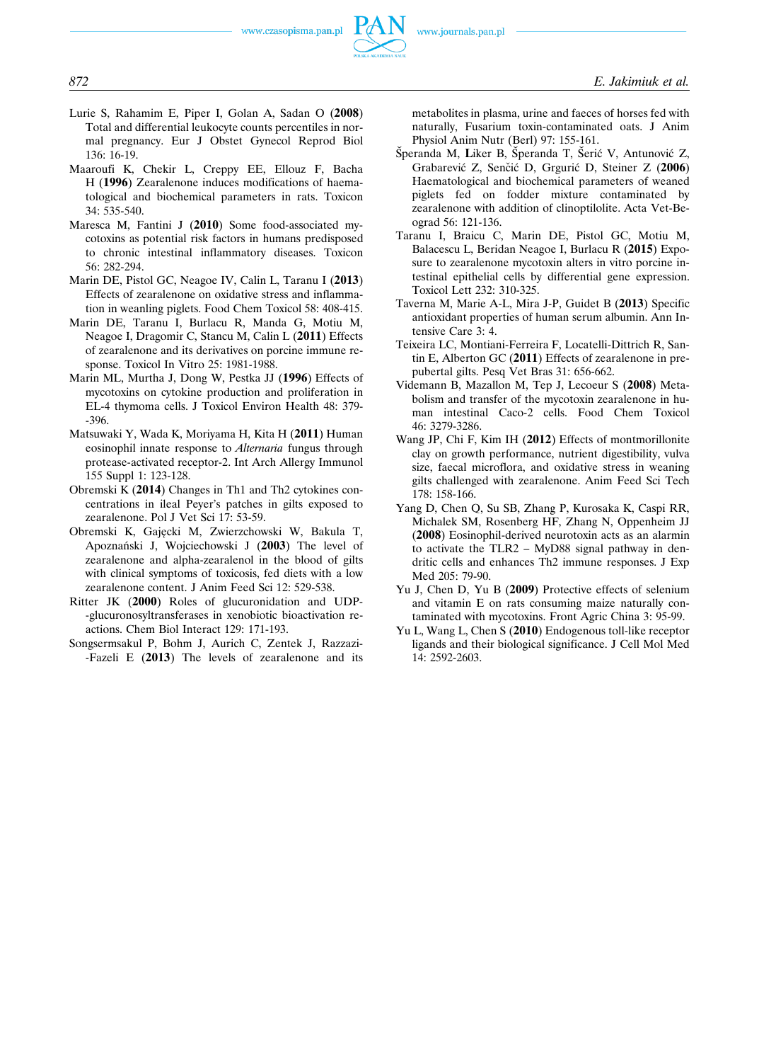Lurie S, Rahamim E, Piper I, Golan A, Sadan O (**2008**) Total and differential leukocyte counts percentiles in normal pregnancy. Eur J Obstet Gynecol Reprod Biol 136: 16-19.

Maaroufi K, Chekir L, Creppy EE, Ellouz F, Bacha H (**1996**) Zearalenone induces modifications of haematological and biochemical parameters in rats. Toxicon 34: 535-540.

Maresca M, Fantini J (**2010**) Some food-associated mycotoxins as potential risk factors in humans predisposed to chronic intestinal inflammatory diseases. Toxicon 56: 282-294.

Marin DE, Pistol GC, Neagoe IV, Calin L, Taranu I (**2013**) Effects of zearalenone on oxidative stress and inflammation in weanling piglets. Food Chem Toxicol 58: 408-415.

Marin DE, Taranu I, Burlacu R, Manda G, Motiu M, Neagoe I, Dragomir C, Stancu M, Calin L (**2011**) Effects of zearalenone and its derivatives on porcine immune response. Toxicol In Vitro 25: 1981-1988.

Marin ML, Murtha J, Dong W, Pestka JJ (**1996**) Effects of mycotoxins on cytokine production and proliferation in EL-4 thymoma cells. J Toxicol Environ Health 48: 379-396.

Matsuwaki Y, Wada K, Moriyama H, Kita H (**2011**) Human eosinophil innate response to *Alternaria* fungus through protease-activated receptor-2. Int Arch Allergy Immunol 155 Suppl 1: 123-128.

Obremski K (**2014**) Changes in Th1 and Th2 cytokines concentrations in ileal Peyer's patches in gilts exposed to zearalenone. Pol J Vet Sci 17: 53-59.

Obremski K, Gajęcki M, Zwierzchowski W, Bakula T, Apoznański J, Wojciechowski J (**2003**) The level of zearalenone and alpha-zearalenol in the blood of gilts with clinical symptoms of toxicosis, fed diets with a low zearalenone content. J Anim Feed Sci 12: 529-538.

Ritter JK (**2000**) Roles of glucuronidation and UDP-glucuronosyltransferases in xenobiotic bioactivation reactions. Chem Biol Interact 129: 171-193.

Songsermsakul P, Bohm J, Aurich C, Zentek J, Razzazi-Fazeli E (**2013**) The levels of zearalenone and its metabolites in plasma, urine and faeces of horses fed with naturally, Fusarium toxin-contaminated oats. J Anim Physiol Anim Nutr (Berl) 97: 155-161.

Šperanda M, Liker B, Šperanda T, Šerić V, Antunović Z, Grabarević Z, Senčić D, Grgurić D, Steiner Z (**2006**) Haematological and biochemical parameters of weaned piglets fed on fodder mixture contaminated by zearalenone with addition of clinoptilolite. Acta Vet-Beograd 56: 121-136.

Taranu I, Braicu C, Marin DE, Pistol GC, Motiu M, Balacescu L, Beridan Neagoe I, Burlacu R (**2015**) Exposure to zearalenone mycotoxin alters in vitro porcine intestinal epithelial cells by differential gene expression. Toxicol Lett 232: 310-325.

Taverna M, Marie A-L, Mira J-P, Guidet B (**2013**) Specific antioxidant properties of human serum albumin. Ann Intensive Care 3: 4.

Teixeira LC, Montiani-Ferreira F, Locatelli-Dittrich R, Santin E, Alberton GC (**2011**) Effects of zearalenone in prepubertal gilts. Pesq Vet Bras 31: 656-662.

Videmann B, Mazallon M, Tep J, Lecoeur S (**2008**) Metabolism and transfer of the mycotoxin zearalenone in human intestinal Caco-2 cells. Food Chem Toxicol 46: 3279-3286.

Wang JP, Chi F, Kim IH (**2012**) Effects of montmorillonite clay on growth performance, nutrient digestibility, vulva size, faecal microflora, and oxidative stress in weaning gilts challenged with zearalenone. Anim Feed Sci Tech 178: 158-166.

Yang D, Chen Q, Su SB, Zhang P, Kurosaka K, Caspi RR, Michalek SM, Rosenberg HF, Zhang N, Oppenheim JJ (**2008**) Eosinophil-derived neurotoxin acts as an alarmin to activate the TLR2 – MyD88 signal pathway in dendritic cells and enhances Th2 immune responses. J Exp Med 205: 79-90.

Yu J, Chen D, Yu B (**2009**) Protective effects of selenium and vitamin E on rats consuming maize naturally contaminated with mycotoxins. Front Agric China 3: 95-99.

Yu L, Wang L, Chen S (**2010**) Endogenous toll-like receptor ligands and their biological significance. J Cell Mol Med 14: 2592-2603.